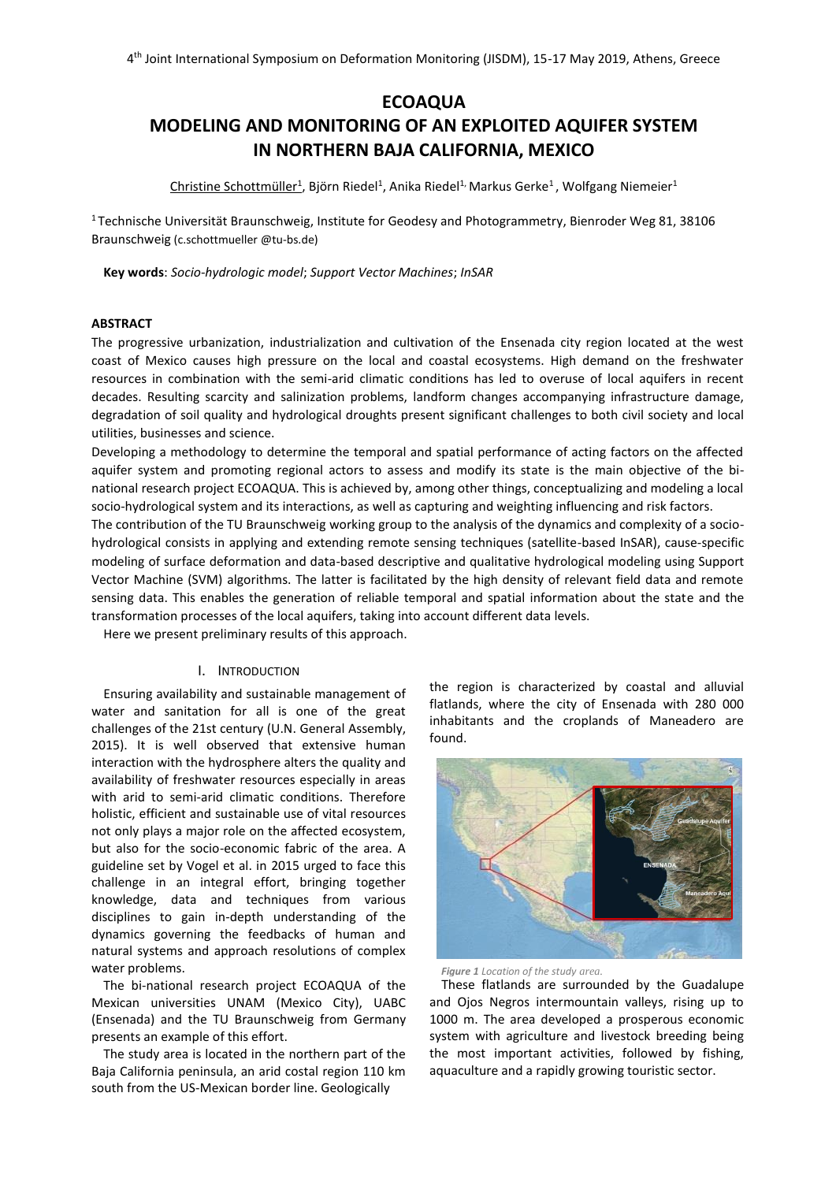# ECOAQUA
# MODELING AND MONITORING OF AN EXPLOITED AQUIFER SYSTEM IN NORTHERN BAJA CALIFORNIA, MEXICO

Christine Schottmüller[1], Björn Riedel[1], Anika Riedel[1], Markus Gerke[1], Wolfgang Niemeier[1]

[1] Technische Universität Braunschweig, Institute for Geodesy and Photogrammetry, Bienroder Weg 81, 38106 Braunschweig (c.schottmueller @tu-bs.de)

**Key words**: *Socio-hydrologic model*; *Support Vector Machines*; *InSAR*

## ABSTRACT

The progressive urbanization, industrialization and cultivation of the Ensenada city region located at the west coast of Mexico causes high pressure on the local and coastal ecosystems. High demand on the freshwater resources in combination with the semi-arid climatic conditions has led to overuse of local aquifers in recent decades. Resulting scarcity and salinization problems, landform changes accompanying infrastructure damage, degradation of soil quality and hydrological droughts present significant challenges to both civil society and local utilities, businesses and science.

Developing a methodology to determine the temporal and spatial performance of acting factors on the affected aquifer system and promoting regional actors to assess and modify its state is the main objective of the bi-national research project ECOAQUA. This is achieved by, among other things, conceptualizing and modeling a local socio-hydrological system and its interactions, as well as capturing and weighting influencing and risk factors.

The contribution of the TU Braunschweig working group to the analysis of the dynamics and complexity of a socio-hydrological consists in applying and extending remote sensing techniques (satellite-based InSAR), cause-specific modeling of surface deformation and data-based descriptive and qualitative hydrological modeling using Support Vector Machine (SVM) algorithms. The latter is facilitated by the high density of relevant field data and remote sensing data. This enables the generation of reliable temporal and spatial information about the state and the transformation processes of the local aquifers, taking into account different data levels.

Here we present preliminary results of this approach.

## I. INTRODUCTION

Ensuring availability and sustainable management of water and sanitation for all is one of the great challenges of the 21st century (U.N. General Assembly, 2015). It is well observed that extensive human interaction with the hydrosphere alters the quality and availability of freshwater resources especially in areas with arid to semi-arid climatic conditions. Therefore holistic, efficient and sustainable use of vital resources not only plays a major role on the affected ecosystem, but also for the socio-economic fabric of the area. A guideline set by Vogel et al. in 2015 urged to face this challenge in an integral effort, bringing together knowledge, data and techniques from various disciplines to gain in-depth understanding of the dynamics governing the feedbacks of human and natural systems and approach resolutions of complex water problems.

The bi-national research project ECOAQUA of the Mexican universities UNAM (Mexico City), UABC (Ensenada) and the TU Braunschweig from Germany presents an example of this effort.

The study area is located in the northern part of the Baja California peninsula, an arid costal region 110 km south from the US-Mexican border line. Geologically the region is characterized by coastal and alluvial flatlands, where the city of Ensenada with 280 000 inhabitants and the croplands of Maneadero are found.

*Figure 1 Location of the study area.*

These flatlands are surrounded by the Guadalupe and Ojos Negros intermountain valleys, rising up to 1000 m. The area developed a prosperous economic system with agriculture and livestock breeding being the most important activities, followed by fishing, aquaculture and a rapidly growing touristic sector.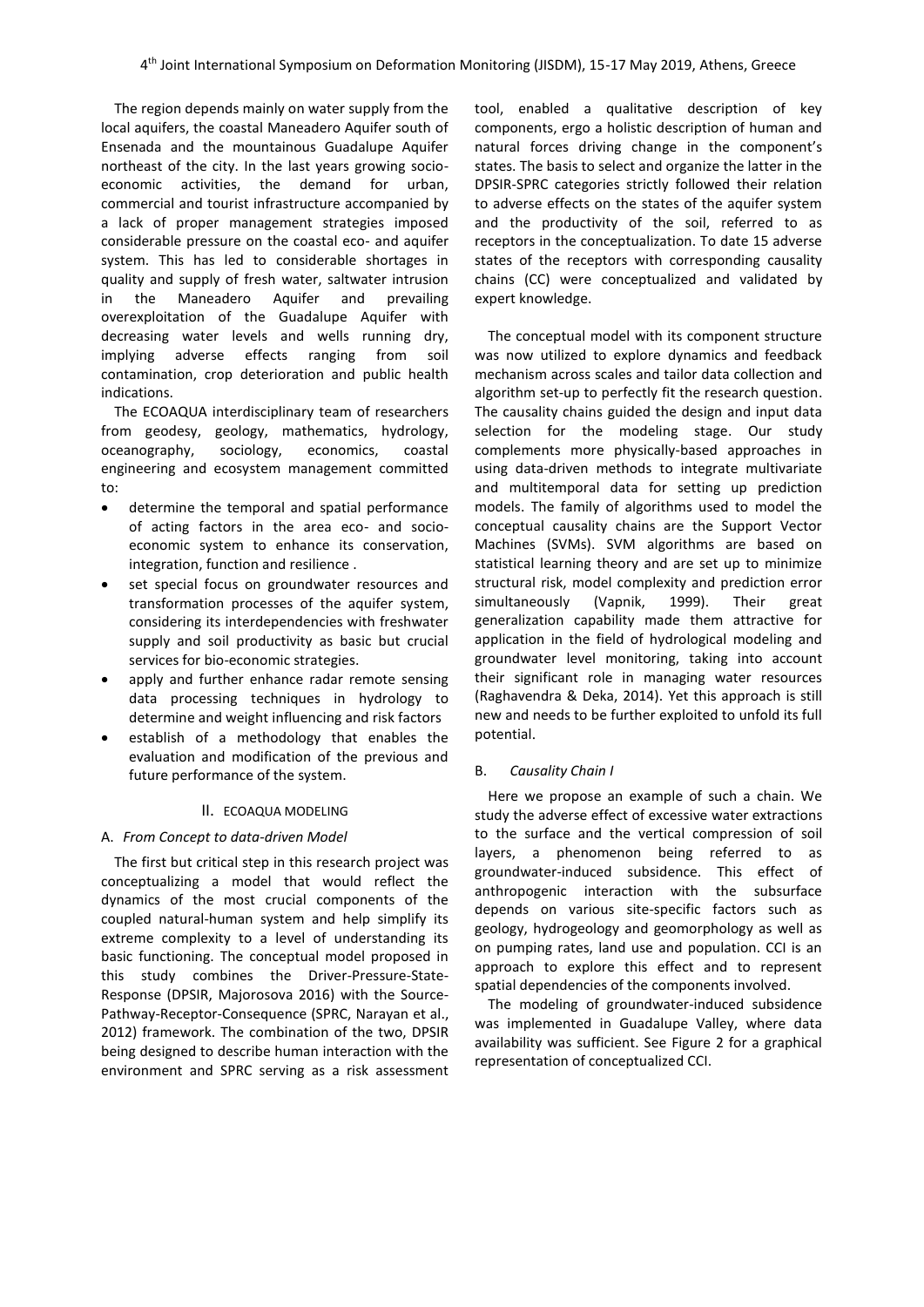The region depends mainly on water supply from the local aquifers, the coastal Maneadero Aquifer south of Ensenada and the mountainous Guadalupe Aquifer northeast of the city. In the last years growing socio-economic activities, the demand for urban, commercial and tourist infrastructure accompanied by a lack of proper management strategies imposed considerable pressure on the coastal eco- and aquifer system. This has led to considerable shortages in quality and supply of fresh water, saltwater intrusion in the Maneadero Aquifer and prevailing overexploitation of the Guadalupe Aquifer with decreasing water levels and wells running dry, implying adverse effects ranging from soil contamination, crop deterioration and public health indications.

The ECOAQUA interdisciplinary team of researchers from geodesy, geology, mathematics, hydrology, oceanography, sociology, economics, coastal engineering and ecosystem management committed to:

- determine the temporal and spatial performance of acting factors in the area eco- and socio-economic system to enhance its conservation, integration, function and resilience .
- set special focus on groundwater resources and transformation processes of the aquifer system, considering its interdependencies with freshwater supply and soil productivity as basic but crucial services for bio-economic strategies.
- apply and further enhance radar remote sensing data processing techniques in hydrology to determine and weight influencing and risk factors
- establish of a methodology that enables the evaluation and modification of the previous and future performance of the system.

## II. ECOAQUA MODELING

### A. *From Concept to data-driven Model*

The first but critical step in this research project was conceptualizing a model that would reflect the dynamics of the most crucial components of the coupled natural-human system and help simplify its extreme complexity to a level of understanding its basic functioning. The conceptual model proposed in this study combines the Driver-Pressure-State-Response (DPSIR, Majorosova 2016) with the Source-Pathway-Receptor-Consequence (SPRC, Narayan et al., 2012) framework. The combination of the two, DPSIR being designed to describe human interaction with the environment and SPRC serving as a risk assessment tool, enabled a qualitative description of key components, ergo a holistic description of human and natural forces driving change in the component's states. The basis to select and organize the latter in the DPSIR-SPRC categories strictly followed their relation to adverse effects on the states of the aquifer system and the productivity of the soil, referred to as receptors in the conceptualization. To date 15 adverse states of the receptors with corresponding causality chains (CC) were conceptualized and validated by expert knowledge.

The conceptual model with its component structure was now utilized to explore dynamics and feedback mechanism across scales and tailor data collection and algorithm set-up to perfectly fit the research question. The causality chains guided the design and input data selection for the modeling stage. Our study complements more physically-based approaches in using data-driven methods to integrate multivariate and multitemporal data for setting up prediction models. The family of algorithms used to model the conceptual causality chains are the Support Vector Machines (SVMs). SVM algorithms are based on statistical learning theory and are set up to minimize structural risk, model complexity and prediction error simultaneously (Vapnik, 1999). Their great generalization capability made them attractive for application in the field of hydrological modeling and groundwater level monitoring, taking into account their significant role in managing water resources (Raghavendra & Deka, 2014). Yet this approach is still new and needs to be further exploited to unfold its full potential.

### B. *Causality Chain I*

Here we propose an example of such a chain. We study the adverse effect of excessive water extractions to the surface and the vertical compression of soil layers, a phenomenon being referred to as groundwater-induced subsidence. This effect of anthropogenic interaction with the subsurface depends on various site-specific factors such as geology, hydrogeology and geomorphology as well as on pumping rates, land use and population. CCI is an approach to explore this effect and to represent spatial dependencies of the components involved.

The modeling of groundwater-induced subsidence was implemented in Guadalupe Valley, where data availability was sufficient. See Figure 2 for a graphical representation of conceptualized CCI.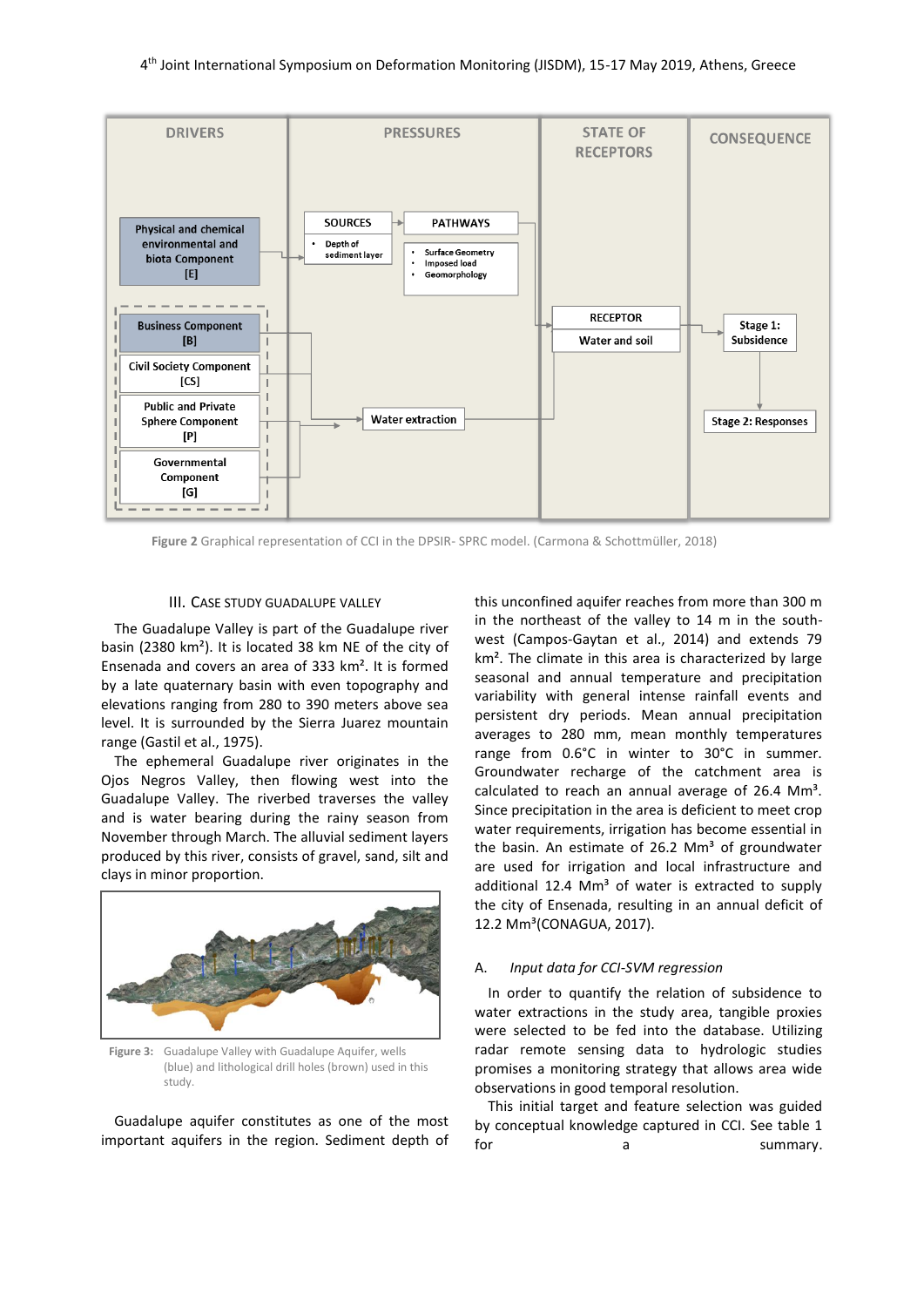Figure 2 Graphical representation of CCI in the DPSIR- SPRC model. (Carmona & Schottmüller, 2018)

### III. Case study Guadalupe Valley

The Guadalupe Valley is part of the Guadalupe river basin (2380 km²). It is located 38 km NE of the city of Ensenada and covers an area of 333 km². It is formed by a late quaternary basin with even topography and elevations ranging from 280 to 390 meters above sea level. It is surrounded by the Sierra Juarez mountain range (Gastil et al., 1975).

The ephemeral Guadalupe river originates in the Ojos Negros Valley, then flowing west into the Guadalupe Valley. The riverbed traverses the valley and is water bearing during the rainy season from November through March. The alluvial sediment layers produced by this river, consists of gravel, sand, silt and clays in minor proportion.

Figure 3: Guadalupe Valley with Guadalupe Aquifer, wells (blue) and lithological drill holes (brown) used in this study.

Guadalupe aquifer constitutes as one of the most important aquifers in the region. Sediment depth of this unconfined aquifer reaches from more than 300 m in the northeast of the valley to 14 m in the south-west (Campos-Gaytan et al., 2014) and extends 79 km². The climate in this area is characterized by large seasonal and annual temperature and precipitation variability with general intense rainfall events and persistent dry periods. Mean annual precipitation averages to 280 mm, mean monthly temperatures range from 0.6°C in winter to 30°C in summer. Groundwater recharge of the catchment area is calculated to reach an annual average of 26.4 Mm³. Since precipitation in the area is deficient to meet crop water requirements, irrigation has become essential in the basin. An estimate of 26.2 Mm³ of groundwater are used for irrigation and local infrastructure and additional 12.4 Mm³ of water is extracted to supply the city of Ensenada, resulting in an annual deficit of 12.2 Mm³(CONAGUA, 2017).

#### A. *Input data for CCI-SVM regression*

In order to quantify the relation of subsidence to water extractions in the study area, tangible proxies were selected to be fed into the database. Utilizing radar remote sensing data to hydrologic studies promises a monitoring strategy that allows area wide observations in good temporal resolution.

This initial target and feature selection was guided by conceptual knowledge captured in CCI. See table 1 for a summary.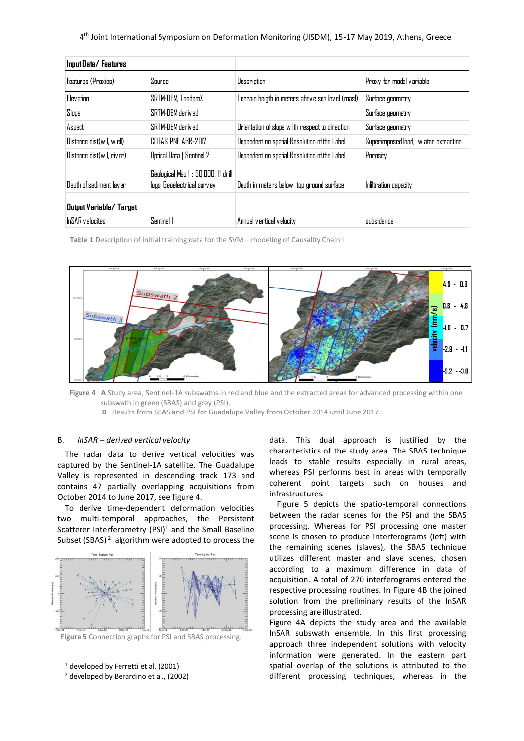| Input Data/ Features | | | |
|---|---|---|---|
| Features (Proxies) | Source | Description | Proxy for model variable |
| Elevation | SRTM-DEM, TandemX | Terrain heigth in meters above sea level (masl) | Surface geometry |
| Slope | SRTM-DEM derived | | Surface geometry |
| Aspect | SRTM-DEM derived | Orientation of slope with respect to direction | Surface geometry |
| Distance dist(wl, well) | COTAS PNE ABR-2017 | Dependent on spatial Resolution of the Label | Superimposed load, water extraction |
| Distance dist(wl, river) | Optical Data \| Sentinel 2 | Dependent on spatial Resolution of the Label | Porosity |
| Depth of sediment layer | Geological Map 1 : 50 000, 11 drill logs, Geoelectrical survey | Depth in meters below top ground surface | Infiltration capacity |
| **Output Variable/ Target** | | | |
| InSAR velocites | Sentinel 1 | Annual vertical velocity | subsidence |

**Table 1** Description of initial training data for the SVM – modeling of Causality Chain I

**Figure 4** **A** Study area, Sentinel-1A subswaths in red and blue and the extracted areas for advanced processing within one subswath in green (SBAS) and grey (PSI).
**B** Results from SBAS and PSI for Guadalupe Valley from October 2014 until June 2017.

B. *InSAR – derived vertical velocity*

The radar data to derive vertical velocities was captured by the Sentinel-1A satellite. The Guadalupe Valley is represented in descending track 173 and contains 47 partially overlapping acquisitions from October 2014 to June 2017, see figure 4.

To derive time-dependent deformation velocities two multi-temporal approaches, the Persistent Scatterer Interferometry (PSI)[1] and the Small Baseline Subset (SBAS)[2] algorithm were adopted to process the data. This dual approach is justified by the characteristics of the study area. The SBAS technique leads to stable results especially in rural areas, whereas PSI performs best in areas with temporally coherent point targets such on houses and infrastructures.

**Figure 5** Connection graphs for PSI and SBAS processing.

Figure 5 depicts the spatio-temporal connections between the radar scenes for the PSI and the SBAS processing. Whereas for PSI processing one master scene is chosen to produce interferograms (left) with the remaining scenes (slaves), the SBAS technique utilizes different master and slave scenes, chosen according to a maximum difference in data of acquisition. A total of 270 interferograms entered the respective processing routines. In Figure 4B the joined solution from the preliminary results of the InSAR processing are illustrated.

Figure 4A depicts the study area and the available InSAR subswath ensemble. In this first processing approach three independent solutions with velocity information were generated. In the eastern part spatial overlap of the solutions is attributed to the different processing techniques, whereas in the

[1] developed by Ferretti et al. (2001)
[2] developed by Berardino et al., (2002)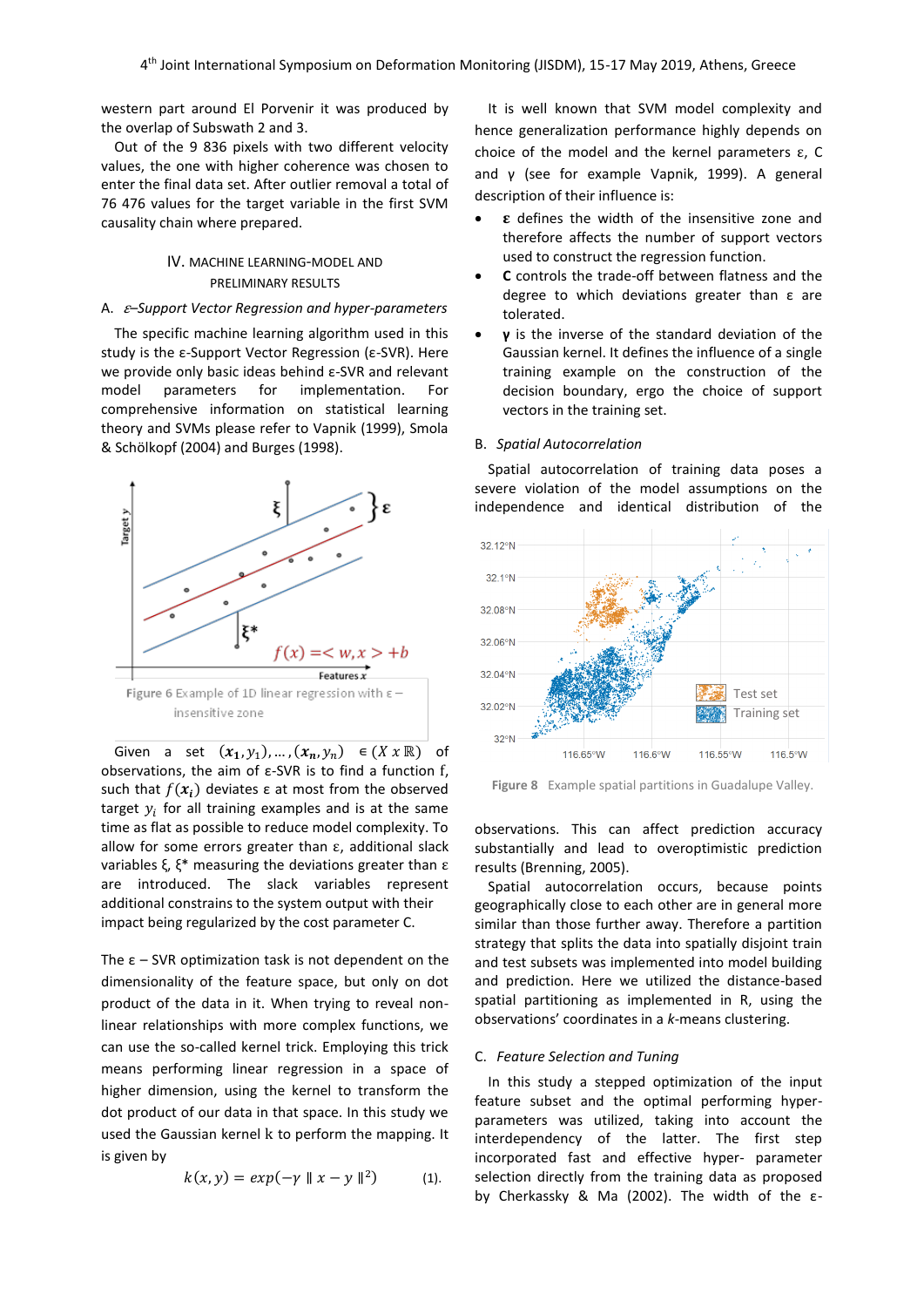western part around El Porvenir it was produced by the overlap of Subswath 2 and 3.

Out of the 9 836 pixels with two different velocity values, the one with higher coherence was chosen to enter the final data set. After outlier removal a total of 76 476 values for the target variable in the first SVM causality chain where prepared.

## IV. MACHINE LEARNING-MODEL AND PRELIMINARY RESULTS

### A. *ε–Support Vector Regression and hyper-parameters*

The specific machine learning algorithm used in this study is the ε-Support Vector Regression (ε-SVR). Here we provide only basic ideas behind ε-SVR and relevant model parameters for implementation. For comprehensive information on statistical learning theory and SVMs please refer to Vapnik (1999), Smola & Schölkopf (2004) and Burges (1998).

Figure 6 Example of 1D linear regression with ε – insensitive zone

Given a set $(\boldsymbol{x_1}, y_1), \ldots, (\boldsymbol{x_n}, y_n) \in (X \times \mathbb{R})$ of observations, the aim of ε-SVR is to find a function f, such that $f(\boldsymbol{x_i})$ deviates ε at most from the observed target $y_i$ for all training examples and is at the same time as flat as possible to reduce model complexity. To allow for some errors greater than ε, additional slack variables ξ, ξ* measuring the deviations greater than ε are introduced. The slack variables represent additional constrains to the system output with their impact being regularized by the cost parameter C.

The ε – SVR optimization task is not dependent on the dimensionality of the feature space, but only on dot product of the data in it. When trying to reveal non-linear relationships with more complex functions, we can use the so-called kernel trick. Employing this trick means performing linear regression in a space of higher dimension, using the kernel to transform the dot product of our data in that space. In this study we used the Gaussian kernel k to perform the mapping. It is given by

$$k(x, y) = exp(-\gamma \parallel x - y \parallel^2) \quad (1).$$

It is well known that SVM model complexity and hence generalization performance highly depends on choice of the model and the kernel parameters ε, C and γ (see for example Vapnik, 1999). A general description of their influence is:

- **ε** defines the width of the insensitive zone and therefore affects the number of support vectors used to construct the regression function.
- **C** controls the trade-off between flatness and the degree to which deviations greater than ε are tolerated.
- **γ** is the inverse of the standard deviation of the Gaussian kernel. It defines the influence of a single training example on the construction of the decision boundary, ergo the choice of support vectors in the training set.

### B. *Spatial Autocorrelation*

Spatial autocorrelation of training data poses a severe violation of the model assumptions on the independence and identical distribution of the observations. This can affect prediction accuracy substantially and lead to overoptimistic prediction results (Brenning, 2005).

Figure 8 Example spatial partitions in Guadalupe Valley.

Spatial autocorrelation occurs, because points geographically close to each other are in general more similar than those further away. Therefore a partition strategy that splits the data into spatially disjoint train and test subsets was implemented into model building and prediction. Here we utilized the distance-based spatial partitioning as implemented in R, using the observations' coordinates in a *k*-means clustering.

### C. *Feature Selection and Tuning*

In this study a stepped optimization of the input feature subset and the optimal performing hyper-parameters was utilized, taking into account the interdependency of the latter. The first step incorporated fast and effective hyper- parameter selection directly from the training data as proposed by Cherkassky & Ma (2002). The width of the ε-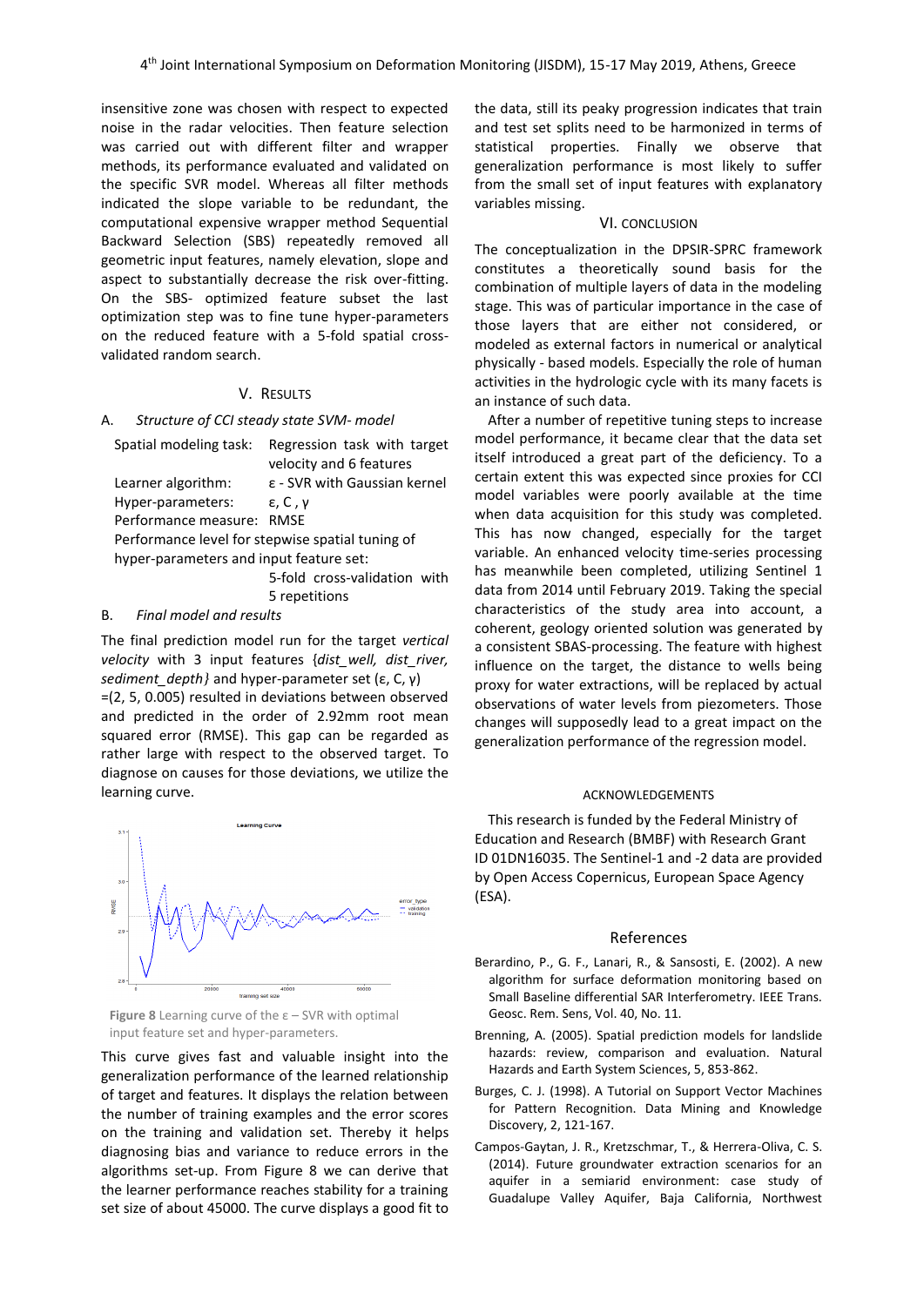insensitive zone was chosen with respect to expected noise in the radar velocities. Then feature selection was carried out with different filter and wrapper methods, its performance evaluated and validated on the specific SVR model. Whereas all filter methods indicated the slope variable to be redundant, the computational expensive wrapper method Sequential Backward Selection (SBS) repeatedly removed all geometric input features, namely elevation, slope and aspect to substantially decrease the risk over-fitting. On the SBS- optimized feature subset the last optimization step was to fine tune hyper-parameters on the reduced feature with a 5-fold spatial cross-validated random search.

## V. RESULTS

### A. *Structure of CCI steady state SVM- model*

| | |
|---|---|
| Spatial modeling task: | Regression task with target velocity and 6 features |
| Learner algorithm: | $\varepsilon$ - SVR with Gaussian kernel |
| Hyper-parameters: | $\varepsilon$, C , $\gamma$ |
| Performance measure: | RMSE |

Performance level for stepwise spatial tuning of hyper-parameters and input feature set:

5-fold cross-validation with 5 repetitions

### B. *Final model and results*

The final prediction model run for the target *vertical velocity* with 3 input features {*dist_well, dist_river, sediment_depth*} and hyper-parameter set ($\varepsilon$, C, $\gamma$) =(2, 5, 0.005) resulted in deviations between observed and predicted in the order of 2.92mm root mean squared error (RMSE). This gap can be regarded as rather large with respect to the observed target. To diagnose on causes for those deviations, we utilize the learning curve.

**Figure 8** Learning curve of the $\varepsilon$ – SVR with optimal input feature set and hyper-parameters.

This curve gives fast and valuable insight into the generalization performance of the learned relationship of target and features. It displays the relation between the number of training examples and the error scores on the training and validation set. Thereby it helps diagnosing bias and variance to reduce errors in the algorithms set-up. From Figure 8 we can derive that the learner performance reaches stability for a training set size of about 45000. The curve displays a good fit to the data, still its peaky progression indicates that train and test set splits need to be harmonized in terms of statistical properties. Finally we observe that generalization performance is most likely to suffer from the small set of input features with explanatory variables missing.

## VI. CONCLUSION

The conceptualization in the DPSIR-SPRC framework constitutes a theoretically sound basis for the combination of multiple layers of data in the modeling stage. This was of particular importance in the case of those layers that are either not considered, or modeled as external factors in numerical or analytical physically - based models. Especially the role of human activities in the hydrologic cycle with its many facets is an instance of such data.

After a number of repetitive tuning steps to increase model performance, it became clear that the data set itself introduced a great part of the deficiency. To a certain extent this was expected since proxies for CCI model variables were poorly available at the time when data acquisition for this study was completed. This has now changed, especially for the target variable. An enhanced velocity time-series processing has meanwhile been completed, utilizing Sentinel 1 data from 2014 until February 2019. Taking the special characteristics of the study area into account, a coherent, geology oriented solution was generated by a consistent SBAS-processing. The feature with highest influence on the target, the distance to wells being proxy for water extractions, will be replaced by actual observations of water levels from piezometers. Those changes will supposedly lead to a great impact on the generalization performance of the regression model.

## ACKNOWLEDGEMENTS

This research is funded by the Federal Ministry of Education and Research (BMBF) with Research Grant ID 01DN16035. The Sentinel-1 and -2 data are provided by Open Access Copernicus, European Space Agency (ESA).

## References

Berardino, P., G. F., Lanari, R., & Sansosti, E. (2002). A new algorithm for surface deformation monitoring based on Small Baseline differential SAR Interferometry. IEEE Trans. Geosc. Rem. Sens, Vol. 40, No. 11.

Brenning, A. (2005). Spatial prediction models for landslide hazards: review, comparison and evaluation. Natural Hazards and Earth System Sciences, 5, 853-862.

Burges, C. J. (1998). A Tutorial on Support Vector Machines for Pattern Recognition. Data Mining and Knowledge Discovery, 2, 121-167.

Campos-Gaytan, J. R., Kretzschmar, T., & Herrera-Oliva, C. S. (2014). Future groundwater extraction scenarios for an aquifer in a semiarid environment: case study of Guadalupe Valley Aquifer, Baja California, Northwest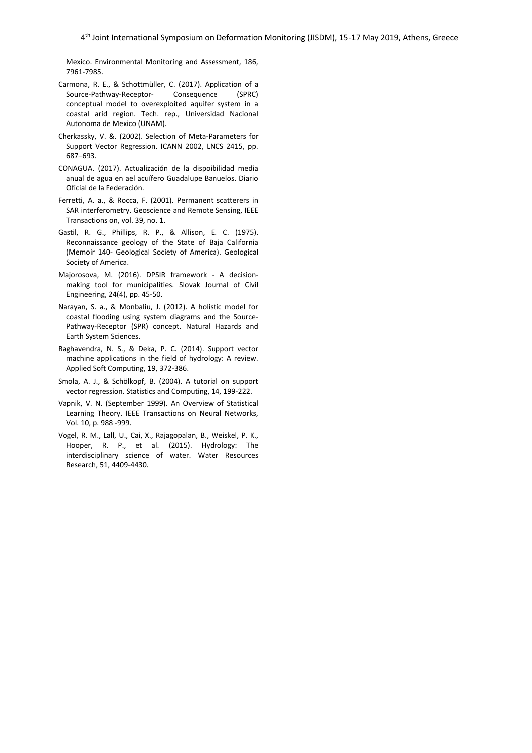Mexico. Environmental Monitoring and Assessment, 186, 7961-7985.

Carmona, R. E., & Schottmüller, C. (2017). Application of a Source-Pathway-Receptor- Consequence (SPRC) conceptual model to overexploited aquifer system in a coastal arid region. Tech. rep., Universidad Nacional Autonoma de Mexico (UNAM).

Cherkassky, V. &. (2002). Selection of Meta-Parameters for Support Vector Regression. ICANN 2002, LNCS 2415, pp. 687–693.

CONAGUA. (2017). Actualización de la dispoibilidad media anual de agua en ael acuífero Guadalupe Banuelos. Diario Oficial de la Federación.

Ferretti, A. a., & Rocca, F. (2001). Permanent scatterers in SAR interferometry. Geoscience and Remote Sensing, IEEE Transactions on, vol. 39, no. 1.

Gastil, R. G., Phillips, R. P., & Allison, E. C. (1975). Reconnaissance geology of the State of Baja California (Memoir 140- Geological Society of America). Geological Society of America.

Majorosova, M. (2016). DPSIR framework - A decision-making tool for municipalities. Slovak Journal of Civil Engineering, 24(4), pp. 45-50.

Narayan, S. a., & Monbaliu, J. (2012). A holistic model for coastal flooding using system diagrams and the Source-Pathway-Receptor (SPR) concept. Natural Hazards and Earth System Sciences.

Raghavendra, N. S., & Deka, P. C. (2014). Support vector machine applications in the field of hydrology: A review. Applied Soft Computing, 19, 372-386.

Smola, A. J., & Schölkopf, B. (2004). A tutorial on support vector regression. Statistics and Computing, 14, 199-222.

Vapnik, V. N. (September 1999). An Overview of Statistical Learning Theory. IEEE Transactions on Neural Networks, Vol. 10, p. 988 -999.

Vogel, R. M., Lall, U., Cai, X., Rajagopalan, B., Weiskel, P. K., Hooper, R. P., et al. (2015). Hydrology: The interdisciplinary science of water. Water Resources Research, 51, 4409-4430.